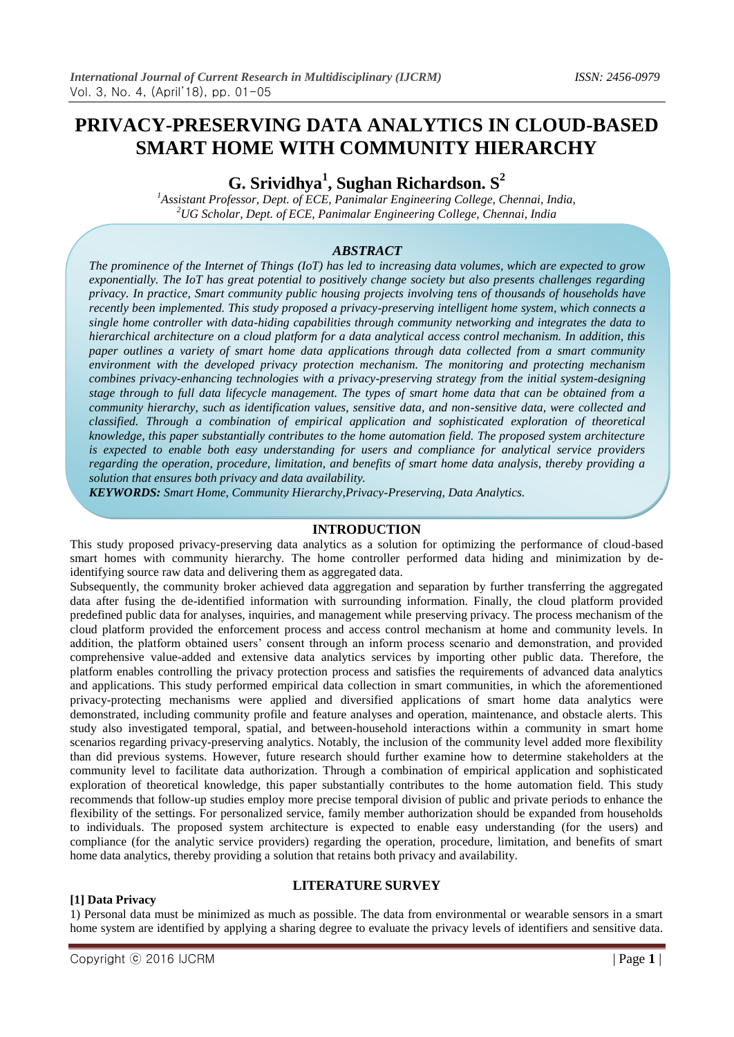# PRIVACY-PRESERVING DATA ANALYTICS IN CLOUD-BASED SMART HOME WITH COMMUNITY HIERARCHY

## G. Srividhya[1], Sughan Richardson. S[2]

[1]*Assistant Professor, Dept. of ECE, Panimalar Engineering College, Chennai, India,*
[2]*UG Scholar, Dept. of ECE, Panimalar Engineering College, Chennai, India*

### *ABSTRACT*

*The prominence of the Internet of Things (IoT) has led to increasing data volumes, which are expected to grow exponentially. The IoT has great potential to positively change society but also presents challenges regarding privacy. In practice, Smart community public housing projects involving tens of thousands of households have recently been implemented. This study proposed a privacy-preserving intelligent home system, which connects a single home controller with data-hiding capabilities through community networking and integrates the data to hierarchical architecture on a cloud platform for a data analytical access control mechanism. In addition, this paper outlines a variety of smart home data applications through data collected from a smart community environment with the developed privacy protection mechanism. The monitoring and protecting mechanism combines privacy-enhancing technologies with a privacy-preserving strategy from the initial system-designing stage through to full data lifecycle management. The types of smart home data that can be obtained from a community hierarchy, such as identification values, sensitive data, and non-sensitive data, were collected and classified. Through a combination of empirical application and sophisticated exploration of theoretical knowledge, this paper substantially contributes to the home automation field. The proposed system architecture is expected to enable both easy understanding for users and compliance for analytical service providers regarding the operation, procedure, limitation, and benefits of smart home data analysis, thereby providing a solution that ensures both privacy and data availability.*

***KEYWORDS:*** *Smart Home, Community Hierarchy,Privacy-Preserving, Data Analytics.*

## INTRODUCTION

This study proposed privacy-preserving data analytics as a solution for optimizing the performance of cloud-based smart homes with community hierarchy. The home controller performed data hiding and minimization by de-identifying source raw data and delivering them as aggregated data.

Subsequently, the community broker achieved data aggregation and separation by further transferring the aggregated data after fusing the de-identified information with surrounding information. Finally, the cloud platform provided predefined public data for analyses, inquiries, and management while preserving privacy. The process mechanism of the cloud platform provided the enforcement process and access control mechanism at home and community levels. In addition, the platform obtained users' consent through an inform process scenario and demonstration, and provided comprehensive value-added and extensive data analytics services by importing other public data. Therefore, the platform enables controlling the privacy protection process and satisfies the requirements of advanced data analytics and applications. This study performed empirical data collection in smart communities, in which the aforementioned privacy-protecting mechanisms were applied and diversified applications of smart home data analytics were demonstrated, including community profile and feature analyses and operation, maintenance, and obstacle alerts. This study also investigated temporal, spatial, and between-household interactions within a community in smart home scenarios regarding privacy-preserving analytics. Notably, the inclusion of the community level added more flexibility than did previous systems. However, future research should further examine how to determine stakeholders at the community level to facilitate data authorization. Through a combination of empirical application and sophisticated exploration of theoretical knowledge, this paper substantially contributes to the home automation field. This study recommends that follow-up studies employ more precise temporal division of public and private periods to enhance the flexibility of the settings. For personalized service, family member authorization should be expanded from households to individuals. The proposed system architecture is expected to enable easy understanding (for the users) and compliance (for the analytic service providers) regarding the operation, procedure, limitation, and benefits of smart home data analytics, thereby providing a solution that retains both privacy and availability.

## LITERATURE SURVEY

### [1] Data Privacy

1) Personal data must be minimized as much as possible. The data from environmental or wearable sensors in a smart home system are identified by applying a sharing degree to evaluate the privacy levels of identifiers and sensitive data.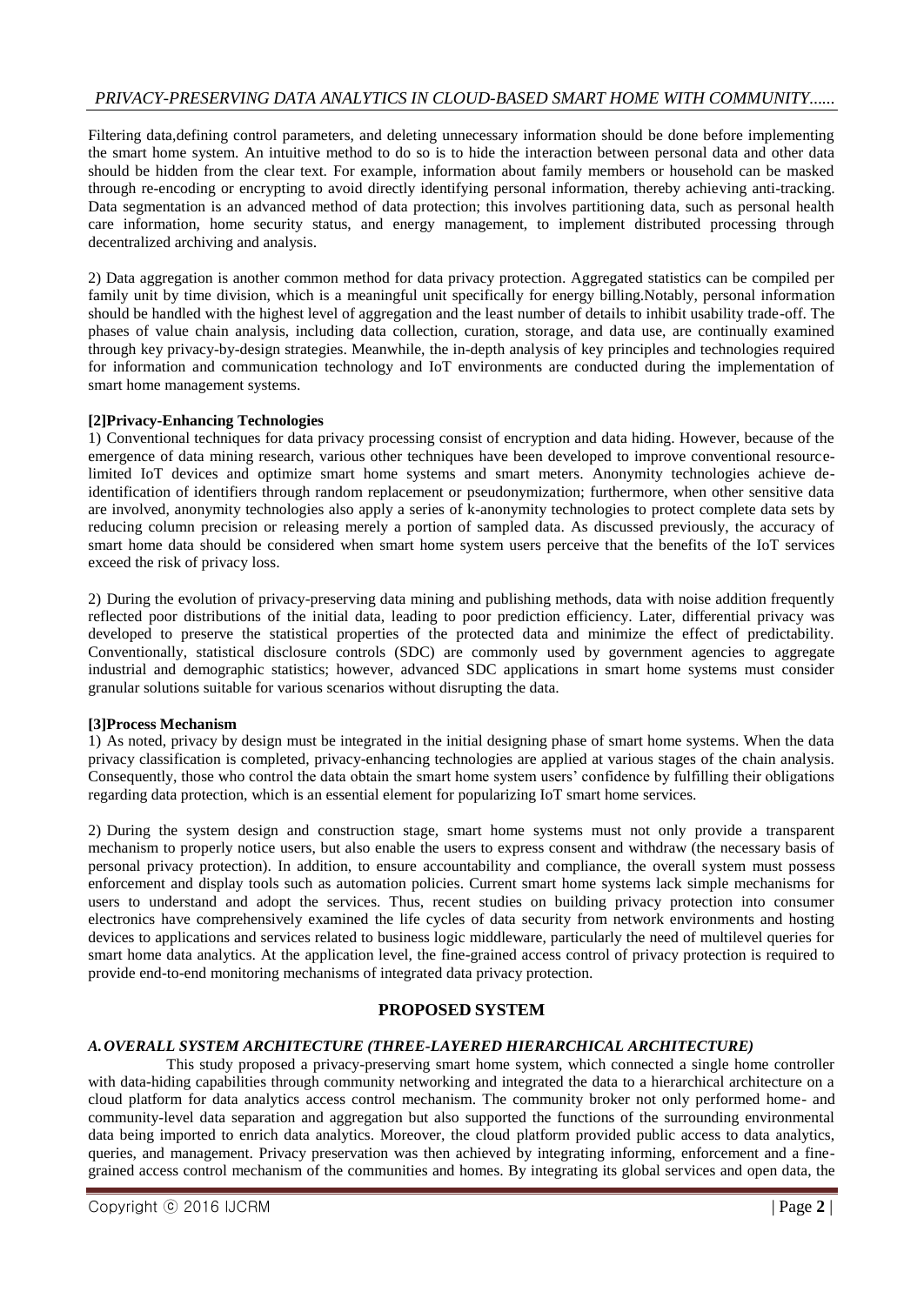Filtering data,defining control parameters, and deleting unnecessary information should be done before implementing the smart home system. An intuitive method to do so is to hide the interaction between personal data and other data should be hidden from the clear text. For example, information about family members or household can be masked through re-encoding or encrypting to avoid directly identifying personal information, thereby achieving anti-tracking. Data segmentation is an advanced method of data protection; this involves partitioning data, such as personal health care information, home security status, and energy management, to implement distributed processing through decentralized archiving and analysis.

2) Data aggregation is another common method for data privacy protection. Aggregated statistics can be compiled per family unit by time division, which is a meaningful unit specifically for energy billing.Notably, personal information should be handled with the highest level of aggregation and the least number of details to inhibit usability trade-off. The phases of value chain analysis, including data collection, curation, storage, and data use, are continually examined through key privacy-by-design strategies. Meanwhile, the in-depth analysis of key principles and technologies required for information and communication technology and IoT environments are conducted during the implementation of smart home management systems.

**[2]Privacy-Enhancing Technologies**

1) Conventional techniques for data privacy processing consist of encryption and data hiding. However, because of the emergence of data mining research, various other techniques have been developed to improve conventional resource-limited IoT devices and optimize smart home systems and smart meters. Anonymity technologies achieve de-identification of identifiers through random replacement or pseudonymization; furthermore, when other sensitive data are involved, anonymity technologies also apply a series of k-anonymity technologies to protect complete data sets by reducing column precision or releasing merely a portion of sampled data. As discussed previously, the accuracy of smart home data should be considered when smart home system users perceive that the benefits of the IoT services exceed the risk of privacy loss.

2) During the evolution of privacy-preserving data mining and publishing methods, data with noise addition frequently reflected poor distributions of the initial data, leading to poor prediction efficiency. Later, differential privacy was developed to preserve the statistical properties of the protected data and minimize the effect of predictability. Conventionally, statistical disclosure controls (SDC) are commonly used by government agencies to aggregate industrial and demographic statistics; however, advanced SDC applications in smart home systems must consider granular solutions suitable for various scenarios without disrupting the data.

**[3]Process Mechanism**

1) As noted, privacy by design must be integrated in the initial designing phase of smart home systems. When the data privacy classification is completed, privacy-enhancing technologies are applied at various stages of the chain analysis. Consequently, those who control the data obtain the smart home system users' confidence by fulfilling their obligations regarding data protection, which is an essential element for popularizing IoT smart home services.

2) During the system design and construction stage, smart home systems must not only provide a transparent mechanism to properly notice users, but also enable the users to express consent and withdraw (the necessary basis of personal privacy protection). In addition, to ensure accountability and compliance, the overall system must possess enforcement and display tools such as automation policies. Current smart home systems lack simple mechanisms for users to understand and adopt the services. Thus, recent studies on building privacy protection into consumer electronics have comprehensively examined the life cycles of data security from network environments and hosting devices to applications and services related to business logic middleware, particularly the need of multilevel queries for smart home data analytics. At the application level, the fine-grained access control of privacy protection is required to provide end-to-end monitoring mechanisms of integrated data privacy protection.

## PROPOSED SYSTEM

### *A. OVERALL SYSTEM ARCHITECTURE (THREE-LAYERED HIERARCHICAL ARCHITECTURE)*

This study proposed a privacy-preserving smart home system, which connected a single home controller with data-hiding capabilities through community networking and integrated the data to a hierarchical architecture on a cloud platform for data analytics access control mechanism. The community broker not only performed home- and community-level data separation and aggregation but also supported the functions of the surrounding environmental data being imported to enrich data analytics. Moreover, the cloud platform provided public access to data analytics, queries, and management. Privacy preservation was then achieved by integrating informing, enforcement and a fine-grained access control mechanism of the communities and homes. By integrating its global services and open data, the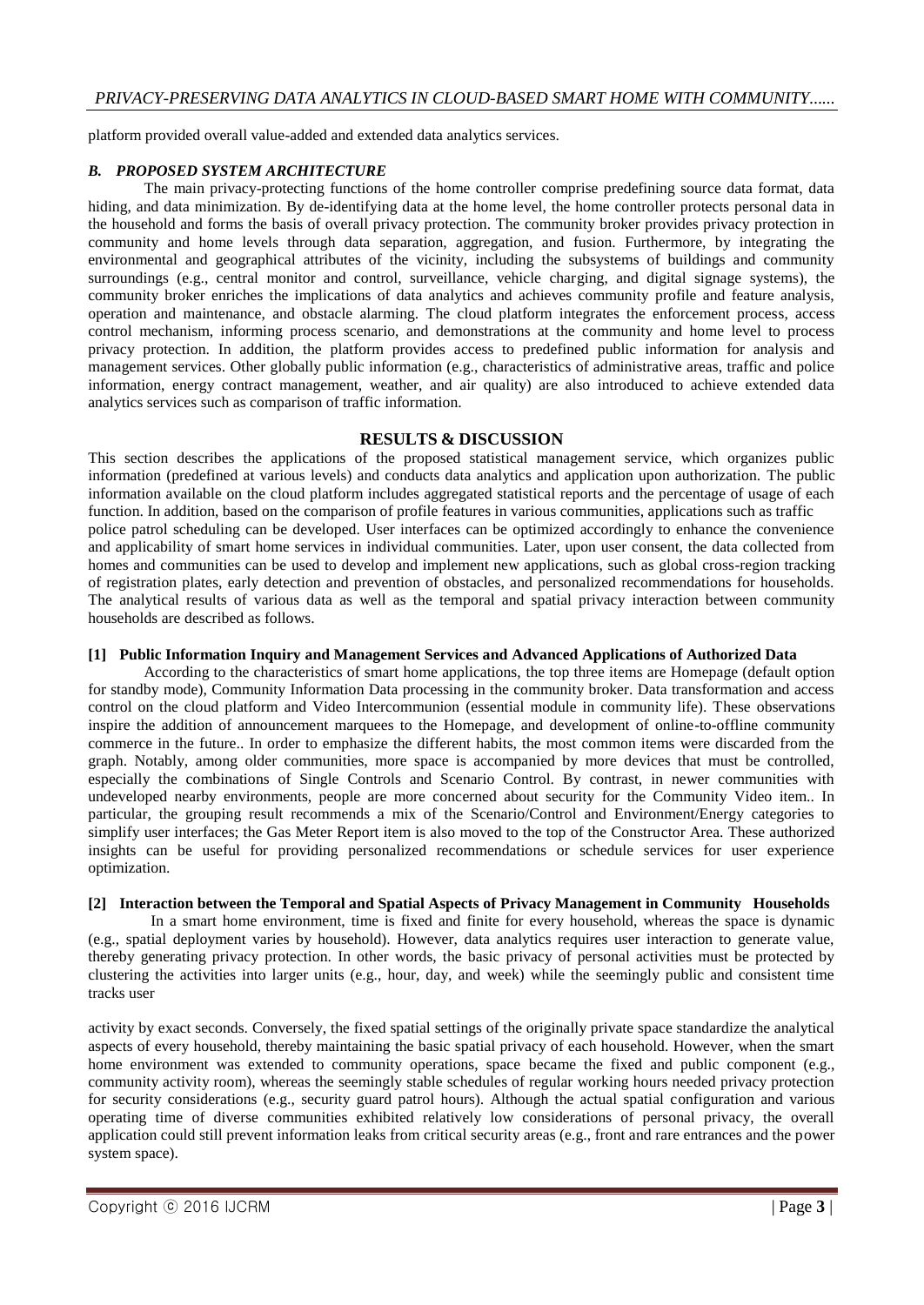platform provided overall value-added and extended data analytics services.

### *B. PROPOSED SYSTEM ARCHITECTURE*

The main privacy-protecting functions of the home controller comprise predefining source data format, data hiding, and data minimization. By de-identifying data at the home level, the home controller protects personal data in the household and forms the basis of overall privacy protection. The community broker provides privacy protection in community and home levels through data separation, aggregation, and fusion. Furthermore, by integrating the environmental and geographical attributes of the vicinity, including the subsystems of buildings and community surroundings (e.g., central monitor and control, surveillance, vehicle charging, and digital signage systems), the community broker enriches the implications of data analytics and achieves community profile and feature analysis, operation and maintenance, and obstacle alarming. The cloud platform integrates the enforcement process, access control mechanism, informing process scenario, and demonstrations at the community and home level to process privacy protection. In addition, the platform provides access to predefined public information for analysis and management services. Other globally public information (e.g., characteristics of administrative areas, traffic and police information, energy contract management, weather, and air quality) are also introduced to achieve extended data analytics services such as comparison of traffic information.

## RESULTS & DISCUSSION

This section describes the applications of the proposed statistical management service, which organizes public information (predefined at various levels) and conducts data analytics and application upon authorization. The public information available on the cloud platform includes aggregated statistical reports and the percentage of usage of each function. In addition, based on the comparison of profile features in various communities, applications such as traffic police patrol scheduling can be developed. User interfaces can be optimized accordingly to enhance the convenience and applicability of smart home services in individual communities. Later, upon user consent, the data collected from homes and communities can be used to develop and implement new applications, such as global cross-region tracking of registration plates, early detection and prevention of obstacles, and personalized recommendations for households. The analytical results of various data as well as the temporal and spatial privacy interaction between community households are described as follows.

### [1] Public Information Inquiry and Management Services and Advanced Applications of Authorized Data

According to the characteristics of smart home applications, the top three items are Homepage (default option for standby mode), Community Information Data processing in the community broker. Data transformation and access control on the cloud platform and Video Intercommunion (essential module in community life). These observations inspire the addition of announcement marquees to the Homepage, and development of online-to-offline community commerce in the future.. In order to emphasize the different habits, the most common items were discarded from the graph. Notably, among older communities, more space is accompanied by more devices that must be controlled, especially the combinations of Single Controls and Scenario Control. By contrast, in newer communities with undeveloped nearby environments, people are more concerned about security for the Community Video item.. In particular, the grouping result recommends a mix of the Scenario/Control and Environment/Energy categories to simplify user interfaces; the Gas Meter Report item is also moved to the top of the Constructor Area. These authorized insights can be useful for providing personalized recommendations or schedule services for user experience optimization.

### [2] Interaction between the Temporal and Spatial Aspects of Privacy Management in Community Households

In a smart home environment, time is fixed and finite for every household, whereas the space is dynamic (e.g., spatial deployment varies by household). However, data analytics requires user interaction to generate value, thereby generating privacy protection. In other words, the basic privacy of personal activities must be protected by clustering the activities into larger units (e.g., hour, day, and week) while the seemingly public and consistent time tracks user activity by exact seconds. Conversely, the fixed spatial settings of the originally private space standardize the analytical aspects of every household, thereby maintaining the basic spatial privacy of each household. However, when the smart home environment was extended to community operations, space became the fixed and public component (e.g., community activity room), whereas the seemingly stable schedules of regular working hours needed privacy protection for security considerations (e.g., security guard patrol hours). Although the actual spatial configuration and various operating time of diverse communities exhibited relatively low considerations of personal privacy, the overall application could still prevent information leaks from critical security areas (e.g., front and rare entrances and the power system space).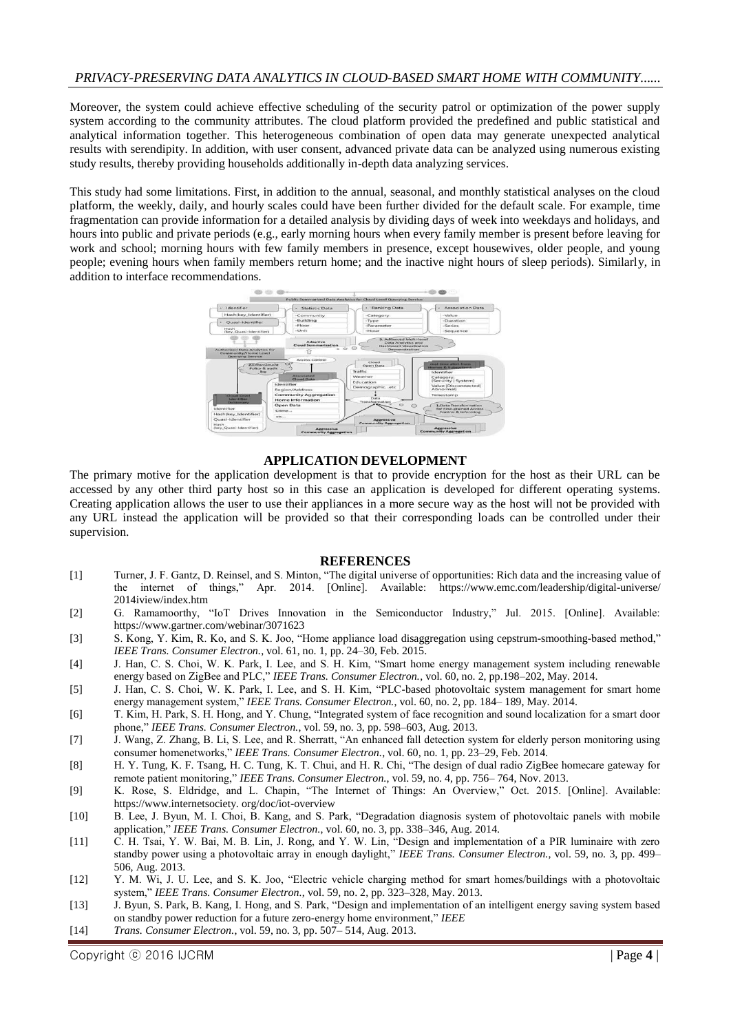Moreover, the system could achieve effective scheduling of the security patrol or optimization of the power supply system according to the community attributes. The cloud platform provided the predefined and public statistical and analytical information together. This heterogeneous combination of open data may generate unexpected analytical results with serendipity. In addition, with user consent, advanced private data can be analyzed using numerous existing study results, thereby providing households additionally in-depth data analyzing services.

This study had some limitations. First, in addition to the annual, seasonal, and monthly statistical analyses on the cloud platform, the weekly, daily, and hourly scales could have been further divided for the default scale. For example, time fragmentation can provide information for a detailed analysis by dividing days of week into weekdays and holidays, and hours into public and private periods (e.g., early morning hours when every family member is present before leaving for work and school; morning hours with few family members in presence, except housewives, older people, and young people; evening hours when family members return home; and the inactive night hours of sleep periods). Similarly, in addition to interface recommendations.

## APPLICATION DEVELOPMENT

The primary motive for the application development is that to provide encryption for the host as their URL can be accessed by any other third party host so in this case an application is developed for different operating systems. Creating application allows the user to use their appliances in a more secure way as the host will not be provided with any URL instead the application will be provided so that their corresponding loads can be controlled under their supervision.

## REFERENCES

[1] Turner, J. F. Gantz, D. Reinsel, and S. Minton, "The digital universe of opportunities: Rich data and the increasing value of the internet of things," Apr. 2014. [Online]. Available: https://www.emc.com/leadership/digital-universe/2014iview/index.htm

[2] G. Ramamoorthy, "IoT Drives Innovation in the Semiconductor Industry," Jul. 2015. [Online]. Available: https://www.gartner.com/webinar/3071623

[3] S. Kong, Y. Kim, R. Ko, and S. K. Joo, "Home appliance load disaggregation using cepstrum-smoothing-based method," *IEEE Trans. Consumer Electron.*, vol. 61, no. 1, pp. 24–30, Feb. 2015.

[4] J. Han, C. S. Choi, W. K. Park, I. Lee, and S. H. Kim, "Smart home energy management system including renewable energy based on ZigBee and PLC," *IEEE Trans. Consumer Electron.*, vol. 60, no. 2, pp.198–202, May. 2014.

[5] J. Han, C. S. Choi, W. K. Park, I. Lee, and S. H. Kim, "PLC-based photovoltaic system management for smart home energy management system," *IEEE Trans. Consumer Electron.*, vol. 60, no. 2, pp. 184– 189, May. 2014.

[6] T. Kim, H. Park, S. H. Hong, and Y. Chung, "Integrated system of face recognition and sound localization for a smart door phone," *IEEE Trans. Consumer Electron.*, vol. 59, no. 3, pp. 598–603, Aug. 2013.

[7] J. Wang, Z. Zhang, B. Li, S. Lee, and R. Sherratt, "An enhanced fall detection system for elderly person monitoring using consumer homenetworks," *IEEE Trans. Consumer Electron.*, vol. 60, no. 1, pp. 23–29, Feb. 2014.

[8] H. Y. Tung, K. F. Tsang, H. C. Tung, K. T. Chui, and H. R. Chi, "The design of dual radio ZigBee homecare gateway for remote patient monitoring," *IEEE Trans. Consumer Electron.*, vol. 59, no. 4, pp. 756– 764, Nov. 2013.

[9] K. Rose, S. Eldridge, and L. Chapin, "The Internet of Things: An Overview," Oct. 2015. [Online]. Available: https://www.internetsociety. org/doc/iot-overview

[10] B. Lee, J. Byun, M. I. Choi, B. Kang, and S. Park, "Degradation diagnosis system of photovoltaic panels with mobile application," *IEEE Trans. Consumer Electron.*, vol. 60, no. 3, pp. 338–346, Aug. 2014.

[11] C. H. Tsai, Y. W. Bai, M. B. Lin, J. Rong, and Y. W. Lin, "Design and implementation of a PIR luminaire with zero standby power using a photovoltaic array in enough daylight," *IEEE Trans. Consumer Electron.*, vol. 59, no. 3, pp. 499–506, Aug. 2013.

[12] Y. M. Wi, J. U. Lee, and S. K. Joo, "Electric vehicle charging method for smart homes/buildings with a photovoltaic system," *IEEE Trans. Consumer Electron.*, vol. 59, no. 2, pp. 323–328, May. 2013.

[13] J. Byun, S. Park, B. Kang, I. Hong, and S. Park, "Design and implementation of an intelligent energy saving system based on standby power reduction for a future zero-energy home environment," *IEEE*

[14] *Trans. Consumer Electron.*, vol. 59, no. 3, pp. 507– 514, Aug. 2013.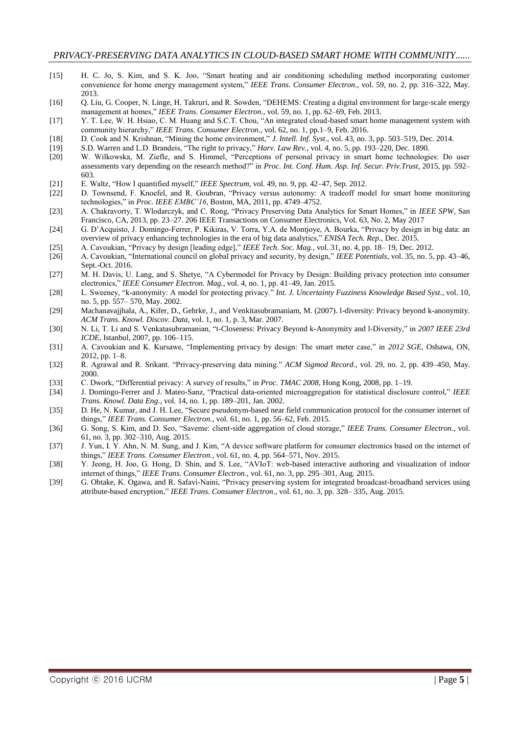[15] H. C. Jo, S. Kim, and S. K. Joo, "Smart heating and air conditioning scheduling method incorporating customer convenience for home energy management system," *IEEE Trans. Consumer Electron.*, vol. 59, no. 2, pp. 316–322, May. 2013.

[16] Q. Liu, G. Cooper, N. Linge, H. Takruri, and R. Sowden, "DEHEMS: Creating a digital environment for large-scale energy management at homes," *IEEE Trans. Consumer Electron.*, vol. 59, no. 1, pp. 62–69, Feb. 2013.

[17] Y. T. Lee, W. H. Hsiao, C. M. Huang and S.C.T. Chou, "An integrated cloud-based smart home management system with community hierarchy," *IEEE Trans. Consumer Electron*., vol. 62, no. 1, pp.1–9, Feb. 2016.

[18] D. Cook and N. Krishnan, "Mining the home environment," *J. Intell. Inf. Syst*., vol. 43, no. 3, pp. 503–519, Dec. 2014.

[19] S.D. Warren and L.D. Brandeis, "The right to privacy," *Harv. Law Rev.*, vol. 4, no. 5, pp. 193–220, Dec. 1890.

[20] W. Wilkowska, M. Ziefle, and S. Himmel, "Perceptions of personal privacy in smart home technologies: Do user assessments vary depending on the research method?" in *Proc. Int. Conf. Hum. Asp. Inf. Secur. Priv.Trust*, 2015, pp. 592–603.

[21] E. Waltz, "How I quantified myself," *IEEE Spectrum*, vol. 49, no. 9, pp. 42–47, Sep. 2012.

[22] D. Townsend, F. Knoefel, and R. Goubran, "Privacy versus autonomy: A tradeoff model for smart home monitoring technologies," in *Proc. IEEE EMBC'16*, Boston, MA, 2011, pp. 4749–4752.

[23] A. Chakravorty, T. Wlodarczyk, and C. Rong, "Privacy Preserving Data Analytics for Smart Homes," in *IEEE SPW*, San Francisco, CA, 2013, pp. 23–27. 206 IEEE Transactions on Consumer Electronics, Vol. 63, No. 2, May 2017

[24] G. D'Acquisto, J. Domingo-Ferrer, P. Kikiras, V. Torra, Y.A. de Montjoye, A. Bourka, "Privacy by design in big data: an overview of privacy enhancing technologies in the era of big data analytics," *ENISA Tech. Rep.*, Dec. 2015.

[25] A. Cavoukian, "Privacy by design [leading edge]," *IEEE Tech. Soc. Mag.*, vol. 31, no. 4, pp. 18– 19, Dec. 2012.

[26] A. Cavoukian, "International council on global privacy and security, by design," *IEEE Potentials*, vol. 35, no. 5, pp. 43–46, Sept.-Oct. 2016.

[27] M. H. Davis, U. Lang, and S. Shetye, "A Cybermodel for Privacy by Design: Building privacy protection into consumer electronics," *IEEE Consumer Electron. Mag.*, vol. 4, no. 1, pp. 41–49, Jan. 2015.

[28] L. Sweeney, "k-anonymity: A model for protecting privacy." *Int. J. Uncertainty Fuzziness Knowledge Based Syst.*, vol. 10, no. 5, pp. 557– 570, May. 2002.

[29] Machanavajjhala, A., Kifer, D., Gehrke, J., and Venkitasubramaniam, M. (2007). l-diversity: Privacy beyond k-anonymity. *ACM Trans. Knowl. Discov. Data*, vol. 1, no. 1, p. 3, Mar. 2007.

[30] N. Li, T. Li and S. Venkatasubramanian, "t-Closeness: Privacy Beyond k-Anonymity and l-Diversity," in *2007 IEEE 23rd ICDE*, Istanbul, 2007, pp. 106–115.

[31] A. Cavoukian and K. Kursawe, "Implementing privacy by design: The smart meter case," in *2012 SGE*, Oshawa, ON, 2012, pp. 1–8.

[32] R. Agrawal and R. Srikant. "Privacy-preserving data mining." *ACM Sigmod Record*., vol. 29, no. 2, pp. 439–450, May. 2000.

[33] C. Dwork, "Differential privacy: A survey of results," in *Proc. TMAC 2008*, Hong Kong, 2008, pp. 1–19.

[34] J. Domingo-Ferrer and J. Mateo-Sanz, "Practical data-oriented microaggregation for statistical disclosure control," *IEEE Trans. Knowl. Data Eng.*, vol. 14, no. 1, pp. 189–201, Jan. 2002.

[35] D. He, N. Kumar, and J. H. Lee, "Secure pseudonym-based near field communication protocol for the consumer internet of things," *IEEE Trans. Consumer Electron.*, vol. 61, no. 1, pp. 56–62, Feb. 2015.

[36] G. Song, S. Kim, and D. Seo, "Saveme: client-side aggregation of cloud storage," *IEEE Trans. Consumer Electron.*, vol. 61, no. 3, pp. 302–310, Aug. 2015.

[37] J. Yun, I. Y. Ahn, N. M. Sung, and J. Kim, "A device software platform for consumer electronics based on the internet of things," *IEEE Trans. Consumer Electron.*, vol. 61, no. 4, pp. 564–571, Nov. 2015.

[38] Y. Jeong, H. Joo, G. Hong, D. Shin, and S. Lee, "AVIoT: web-based interactive authoring and visualization of indoor internet of things," *IEEE Trans. Consumer Electron.*, vol. 61, no. 3, pp. 295–301, Aug. 2015.

[39] G. Ohtake, K. Ogawa, and R. Safavi-Naini, "Privacy preserving system for integrated broadcast-broadband services using attribute-based encryption," *IEEE Trans. Consumer Electron.*, vol. 61, no. 3, pp. 328– 335, Aug. 2015.